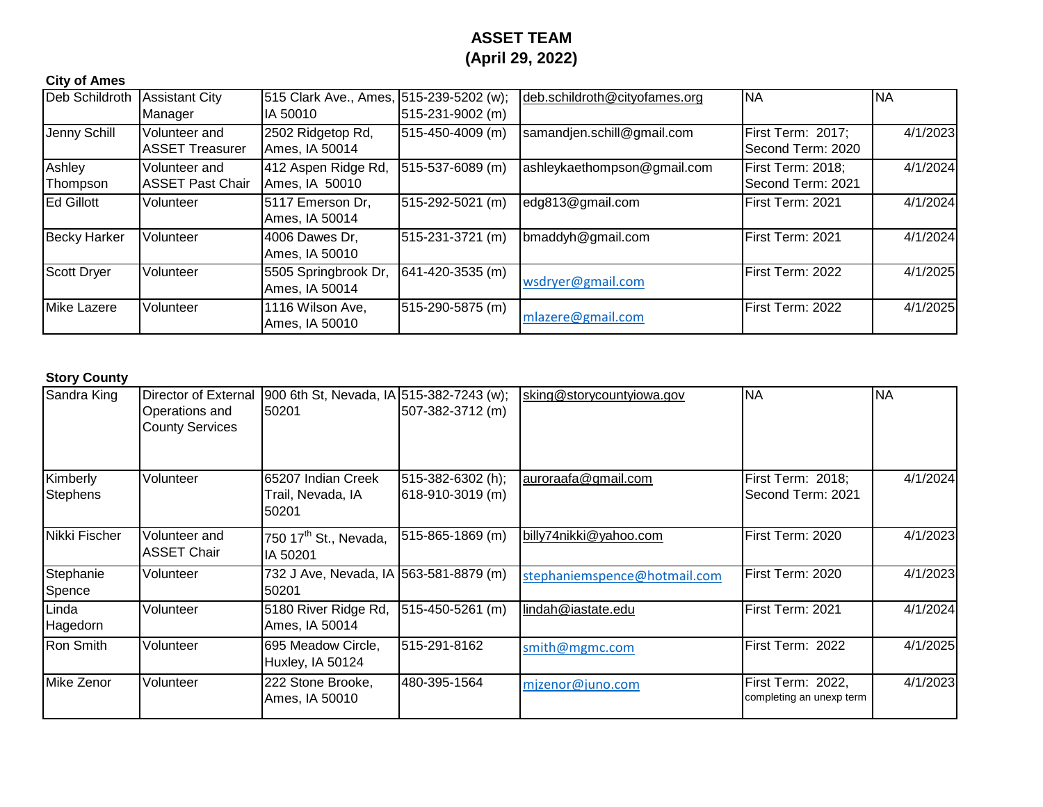# ASSET TEAM
## (April 29, 2022)

**City of Ames**

| | | | | | | |
|---|---|---|---|---|---|---|
| Deb Schildroth | Assistant City Manager | 515 Clark Ave., Ames, IA 50010 | 515-239-5202 (w); 515-231-9002 (m) | deb.schildroth@cityofames.org | NA | NA |
| Jenny Schill | Volunteer and ASSET Treasurer | 2502 Ridgetop Rd, Ames, IA 50014 | 515-450-4009 (m) | samandjen.schill@gmail.com | First Term: 2017; Second Term: 2020 | 4/1/2023 |
| Ashley Thompson | Volunteer and ASSET Past Chair | 412 Aspen Ridge Rd, Ames, IA 50010 | 515-537-6089 (m) | ashleykaethompson@gmail.com | First Term: 2018; Second Term: 2021 | 4/1/2024 |
| Ed Gillott | Volunteer | 5117 Emerson Dr, Ames, IA 50014 | 515-292-5021 (m) | edg813@gmail.com | First Term: 2021 | 4/1/2024 |
| Becky Harker | Volunteer | 4006 Dawes Dr, Ames, IA 50010 | 515-231-3721 (m) | bmaddyh@gmail.com | First Term: 2021 | 4/1/2024 |
| Scott Dryer | Volunteer | 5505 Springbrook Dr, Ames, IA 50014 | 641-420-3535 (m) | wsdryer@gmail.com | First Term: 2022 | 4/1/2025 |
| Mike Lazere | Volunteer | 1116 Wilson Ave, Ames, IA 50010 | 515-290-5875 (m) | mlazere@gmail.com | First Term: 2022 | 4/1/2025 |

**Story County**

| | | | | | | |
|---|---|---|---|---|---|---|
| Sandra King | Director of External Operations and County Services | 900 6th St, Nevada, IA 50201 | 515-382-7243 (w); 507-382-3712 (m) | sking@storycountyiowa.gov | NA | NA |
| Kimberly Stephens | Volunteer | 65207 Indian Creek Trail, Nevada, IA 50201 | 515-382-6302 (h); 618-910-3019 (m) | auroraafa@gmail.com | First Term: 2018; Second Term: 2021 | 4/1/2024 |
| Nikki Fischer | Volunteer and ASSET Chair | 750 17th St., Nevada, IA 50201 | 515-865-1869 (m) | billy74nikki@yahoo.com | First Term: 2020 | 4/1/2023 |
| Stephanie Spence | Volunteer | 732 J Ave, Nevada, IA 50201 | 563-581-8879 (m) | stephaniemspence@hotmail.com | First Term: 2020 | 4/1/2023 |
| Linda Hagedorn | Volunteer | 5180 River Ridge Rd, Ames, IA 50014 | 515-450-5261 (m) | lindah@iastate.edu | First Term: 2021 | 4/1/2024 |
| Ron Smith | Volunteer | 695 Meadow Circle, Huxley, IA 50124 | 515-291-8162 | smith@mgmc.com | First Term: 2022 | 4/1/2025 |
| Mike Zenor | Volunteer | 222 Stone Brooke, Ames, IA 50010 | 480-395-1564 | mjzenor@juno.com | First Term: 2022, completing an unexp term | 4/1/2023 |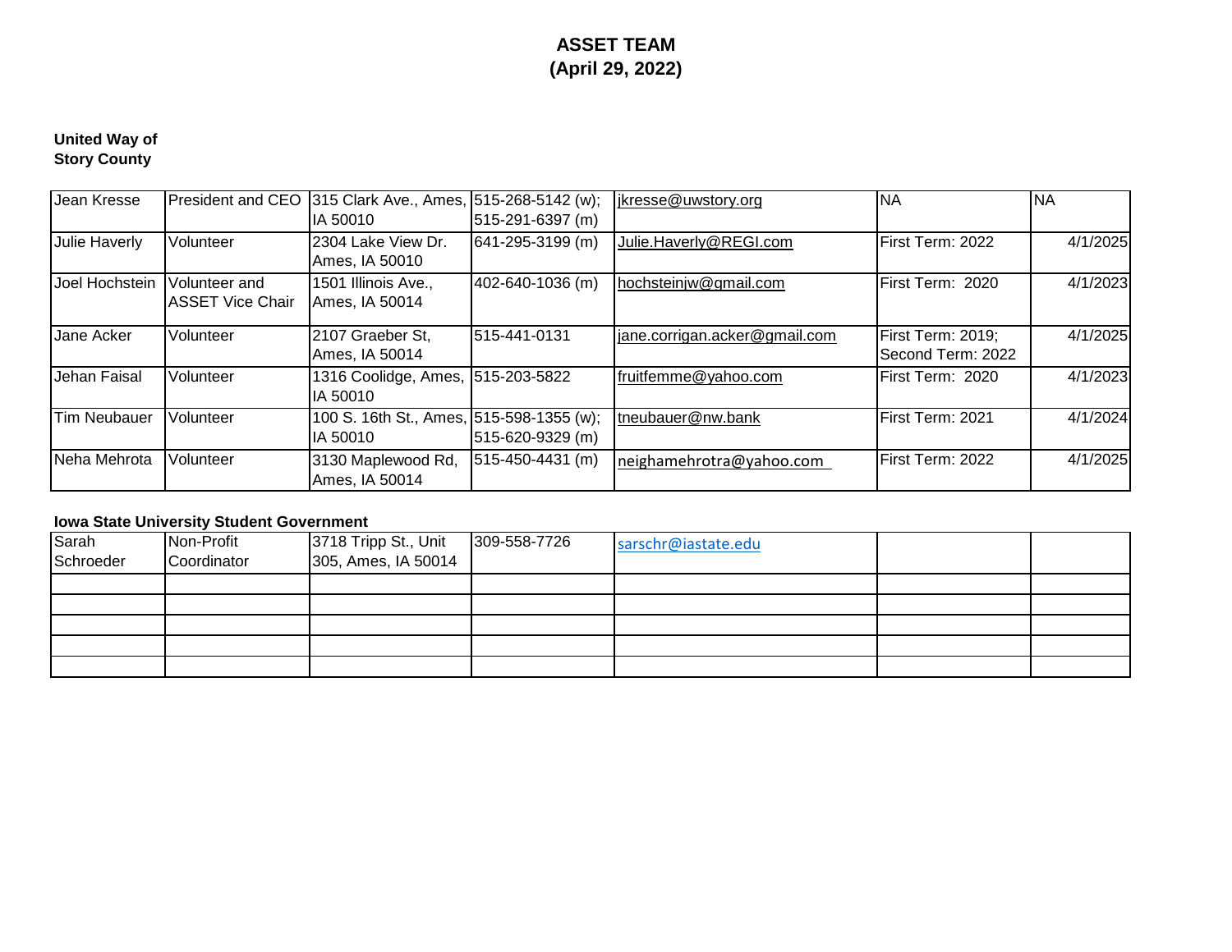# ASSET TEAM
## (April 29, 2022)

**United Way of Story County**

| | | | | | | |
|---|---|---|---|---|---|---|
| Jean Kresse | President and CEO | 315 Clark Ave., Ames, IA 50010 | 515-268-5142 (w); 515-291-6397 (m) | jkresse@uwstory.org | NA | NA |
| Julie Haverly | Volunteer | 2304 Lake View Dr. Ames, IA 50010 | 641-295-3199 (m) | Julie.Haverly@REGI.com | First Term: 2022 | 4/1/2025 |
| Joel Hochstein | Volunteer and ASSET Vice Chair | 1501 Illinois Ave., Ames, IA 50014 | 402-640-1036 (m) | hochsteinjw@gmail.com | First Term: 2020 | 4/1/2023 |
| Jane Acker | Volunteer | 2107 Graeber St, Ames, IA 50014 | 515-441-0131 | jane.corrigan.acker@gmail.com | First Term: 2019; Second Term: 2022 | 4/1/2025 |
| Jehan Faisal | Volunteer | 1316 Coolidge, Ames, IA 50010 | 515-203-5822 | fruitfemme@yahoo.com | First Term: 2020 | 4/1/2023 |
| Tim Neubauer | Volunteer | 100 S. 16th St., Ames, IA 50010 | 515-598-1355 (w); 515-620-9329 (m) | tneubauer@nw.bank | First Term: 2021 | 4/1/2024 |
| Neha Mehrota | Volunteer | 3130 Maplewood Rd, Ames, IA 50014 | 515-450-4431 (m) | neighamehrotra@yahoo.com | First Term: 2022 | 4/1/2025 |

**Iowa State University Student Government**

| | | | | | | |
|---|---|---|---|---|---|---|
| Sarah Schroeder | Non-Profit Coordinator | 3718 Tripp St., Unit 305, Ames, IA 50014 | 309-558-7726 | sarschr@iastate.edu | | |
| | | | | | | |
| | | | | | | |
| | | | | | | |
| | | | | | | |
| | | | | | | |